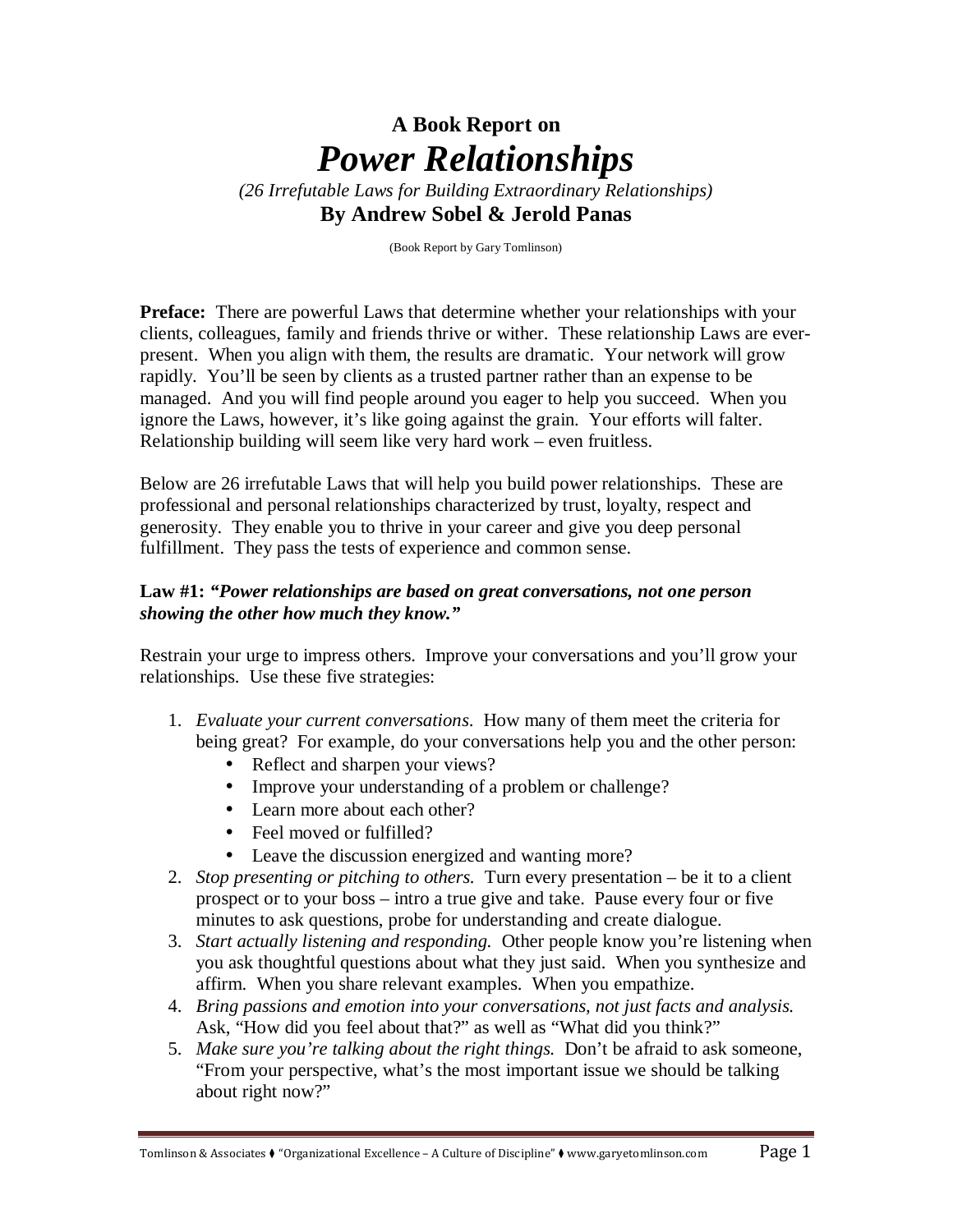# A Book Report on
# *Power Relationships*

*(26 Irrefutable Laws for Building Extraordinary Relationships)*

**By Andrew Sobel & Jerold Panas**

(Book Report by Gary Tomlinson)

**Preface:** There are powerful Laws that determine whether your relationships with your clients, colleagues, family and friends thrive or wither. These relationship Laws are ever-present. When you align with them, the results are dramatic. Your network will grow rapidly. You'll be seen by clients as a trusted partner rather than an expense to be managed. And you will find people around you eager to help you succeed. When you ignore the Laws, however, it's like going against the grain. Your efforts will falter. Relationship building will seem like very hard work – even fruitless.

Below are 26 irrefutable Laws that will help you build power relationships. These are professional and personal relationships characterized by trust, loyalty, respect and generosity. They enable you to thrive in your career and give you deep personal fulfillment. They pass the tests of experience and common sense.

**Law #1:** ***"Power relationships are based on great conversations, not one person showing the other how much they know."***

Restrain your urge to impress others. Improve your conversations and you'll grow your relationships. Use these five strategies:

1. *Evaluate your current conversations.* How many of them meet the criteria for being great? For example, do your conversations help you and the other person:
   - Reflect and sharpen your views?
   - Improve your understanding of a problem or challenge?
   - Learn more about each other?
   - Feel moved or fulfilled?
   - Leave the discussion energized and wanting more?
2. *Stop presenting or pitching to others.* Turn every presentation – be it to a client prospect or to your boss – intro a true give and take. Pause every four or five minutes to ask questions, probe for understanding and create dialogue.
3. *Start actually listening and responding.* Other people know you're listening when you ask thoughtful questions about what they just said. When you synthesize and affirm. When you share relevant examples. When you empathize.
4. *Bring passions and emotion into your conversations, not just facts and analysis.* Ask, "How did you feel about that?" as well as "What did you think?"
5. *Make sure you're talking about the right things.* Don't be afraid to ask someone, "From your perspective, what's the most important issue we should be talking about right now?"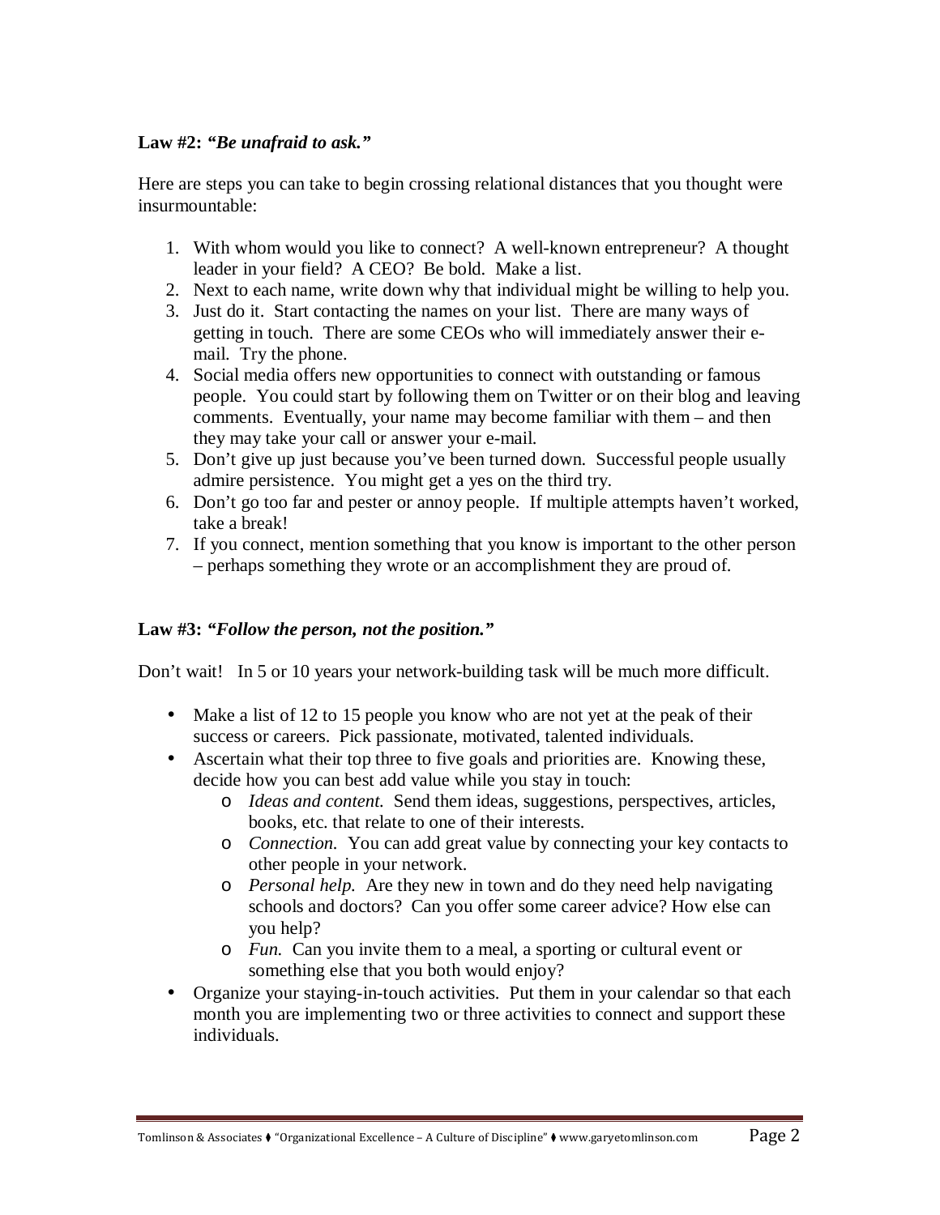**Law #2:** ***"Be unafraid to ask."***

Here are steps you can take to begin crossing relational distances that you thought were insurmountable:

1. With whom would you like to connect? A well-known entrepreneur? A thought leader in your field? A CEO? Be bold. Make a list.
2. Next to each name, write down why that individual might be willing to help you.
3. Just do it. Start contacting the names on your list. There are many ways of getting in touch. There are some CEOs who will immediately answer their e-mail. Try the phone.
4. Social media offers new opportunities to connect with outstanding or famous people. You could start by following them on Twitter or on their blog and leaving comments. Eventually, your name may become familiar with them – and then they may take your call or answer your e-mail.
5. Don't give up just because you've been turned down. Successful people usually admire persistence. You might get a yes on the third try.
6. Don't go too far and pester or annoy people. If multiple attempts haven't worked, take a break!
7. If you connect, mention something that you know is important to the other person – perhaps something they wrote or an accomplishment they are proud of.

**Law #3:** ***"Follow the person, not the position."***

Don't wait! In 5 or 10 years your network-building task will be much more difficult.

- Make a list of 12 to 15 people you know who are not yet at the peak of their success or careers. Pick passionate, motivated, talented individuals.
- Ascertain what their top three to five goals and priorities are. Knowing these, decide how you can best add value while you stay in touch:
  - *Ideas and content.* Send them ideas, suggestions, perspectives, articles, books, etc. that relate to one of their interests.
  - *Connection.* You can add great value by connecting your key contacts to other people in your network.
  - *Personal help.* Are they new in town and do they need help navigating schools and doctors? Can you offer some career advice? How else can you help?
  - *Fun.* Can you invite them to a meal, a sporting or cultural event or something else that you both would enjoy?
- Organize your staying-in-touch activities. Put them in your calendar so that each month you are implementing two or three activities to connect and support these individuals.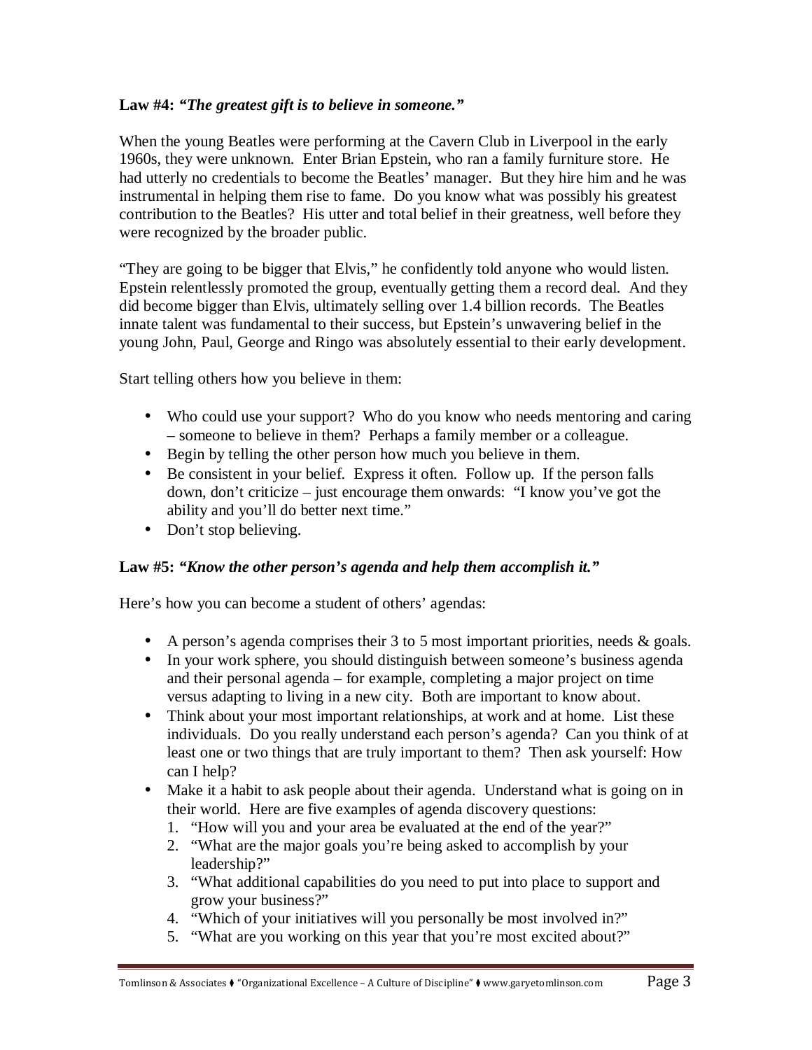**Law #4:** ***"The greatest gift is to believe in someone."***

When the young Beatles were performing at the Cavern Club in Liverpool in the early 1960s, they were unknown. Enter Brian Epstein, who ran a family furniture store. He had utterly no credentials to become the Beatles' manager. But they hire him and he was instrumental in helping them rise to fame. Do you know what was possibly his greatest contribution to the Beatles? His utter and total belief in their greatness, well before they were recognized by the broader public.

"They are going to be bigger that Elvis," he confidently told anyone who would listen. Epstein relentlessly promoted the group, eventually getting them a record deal. And they did become bigger than Elvis, ultimately selling over 1.4 billion records. The Beatles innate talent was fundamental to their success, but Epstein's unwavering belief in the young John, Paul, George and Ringo was absolutely essential to their early development.

Start telling others how you believe in them:

- Who could use your support? Who do you know who needs mentoring and caring – someone to believe in them? Perhaps a family member or a colleague.
- Begin by telling the other person how much you believe in them.
- Be consistent in your belief. Express it often. Follow up. If the person falls down, don't criticize – just encourage them onwards: "I know you've got the ability and you'll do better next time."
- Don't stop believing.

**Law #5:** ***"Know the other person's agenda and help them accomplish it."***

Here's how you can become a student of others' agendas:

- A person's agenda comprises their 3 to 5 most important priorities, needs & goals.
- In your work sphere, you should distinguish between someone's business agenda and their personal agenda – for example, completing a major project on time versus adapting to living in a new city. Both are important to know about.
- Think about your most important relationships, at work and at home. List these individuals. Do you really understand each person's agenda? Can you think of at least one or two things that are truly important to them? Then ask yourself: How can I help?
- Make it a habit to ask people about their agenda. Understand what is going on in their world. Here are five examples of agenda discovery questions:
  1. "How will you and your area be evaluated at the end of the year?"
  2. "What are the major goals you're being asked to accomplish by your leadership?"
  3. "What additional capabilities do you need to put into place to support and grow your business?"
  4. "Which of your initiatives will you personally be most involved in?"
  5. "What are you working on this year that you're most excited about?"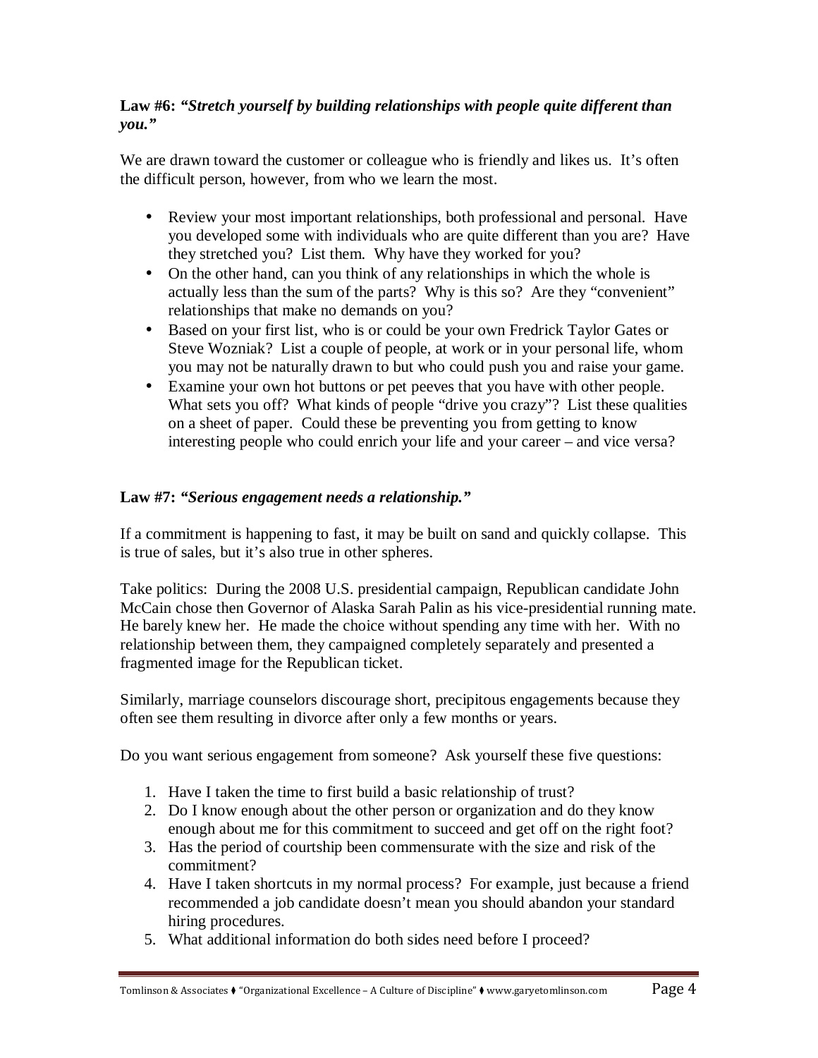**Law #6:** ***"Stretch yourself by building relationships with people quite different than you."***

We are drawn toward the customer or colleague who is friendly and likes us. It's often the difficult person, however, from who we learn the most.

- Review your most important relationships, both professional and personal. Have you developed some with individuals who are quite different than you are? Have they stretched you? List them. Why have they worked for you?
- On the other hand, can you think of any relationships in which the whole is actually less than the sum of the parts? Why is this so? Are they "convenient" relationships that make no demands on you?
- Based on your first list, who is or could be your own Fredrick Taylor Gates or Steve Wozniak? List a couple of people, at work or in your personal life, whom you may not be naturally drawn to but who could push you and raise your game.
- Examine your own hot buttons or pet peeves that you have with other people. What sets you off? What kinds of people "drive you crazy"? List these qualities on a sheet of paper. Could these be preventing you from getting to know interesting people who could enrich your life and your career – and vice versa?

**Law #7:** ***"Serious engagement needs a relationship."***

If a commitment is happening to fast, it may be built on sand and quickly collapse. This is true of sales, but it's also true in other spheres.

Take politics: During the 2008 U.S. presidential campaign, Republican candidate John McCain chose then Governor of Alaska Sarah Palin as his vice-presidential running mate. He barely knew her. He made the choice without spending any time with her. With no relationship between them, they campaigned completely separately and presented a fragmented image for the Republican ticket.

Similarly, marriage counselors discourage short, precipitous engagements because they often see them resulting in divorce after only a few months or years.

Do you want serious engagement from someone? Ask yourself these five questions:

1. Have I taken the time to first build a basic relationship of trust?
2. Do I know enough about the other person or organization and do they know enough about me for this commitment to succeed and get off on the right foot?
3. Has the period of courtship been commensurate with the size and risk of the commitment?
4. Have I taken shortcuts in my normal process? For example, just because a friend recommended a job candidate doesn't mean you should abandon your standard hiring procedures.
5. What additional information do both sides need before I proceed?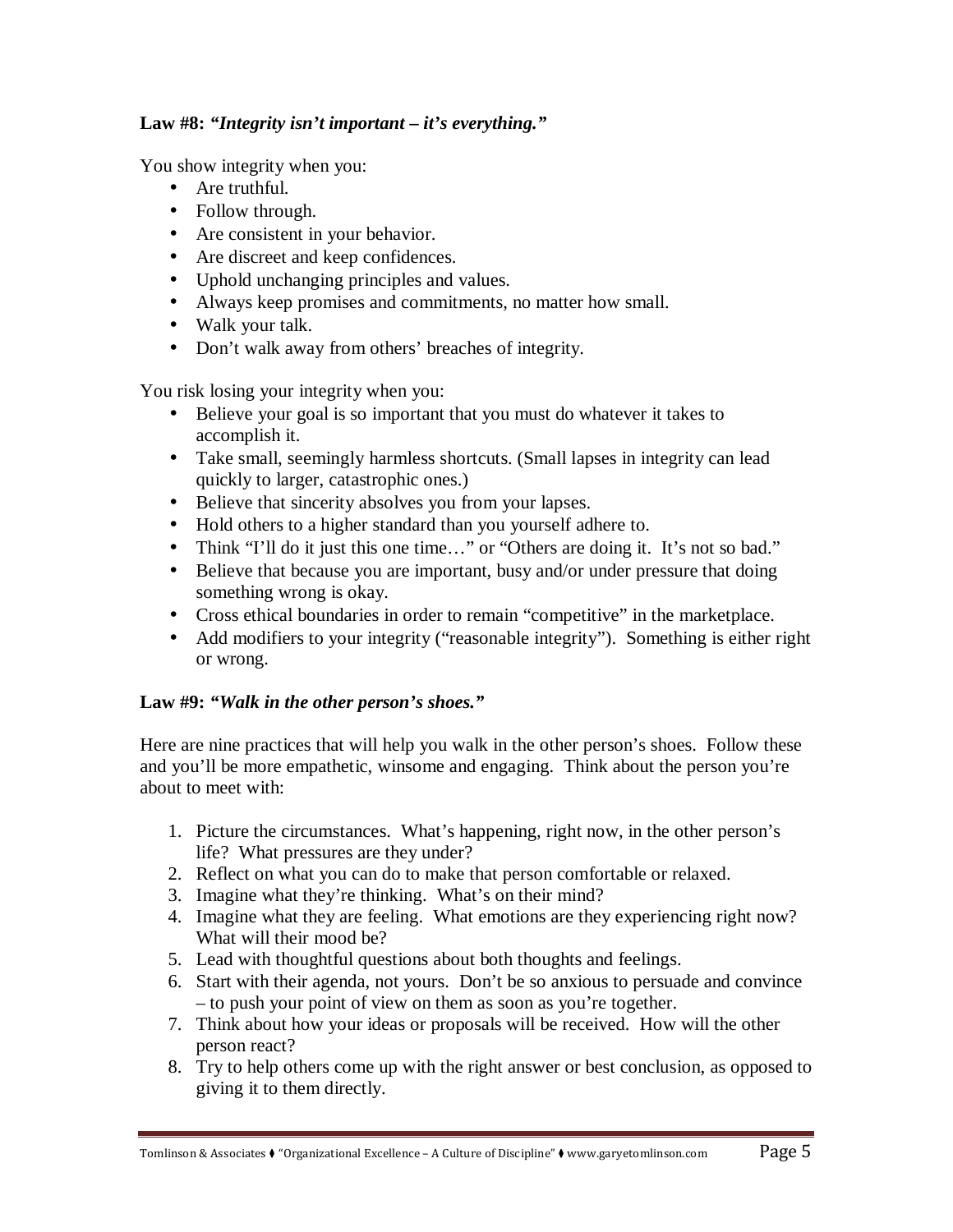**Law #8:** ***"Integrity isn't important – it's everything."***

You show integrity when you:

- Are truthful.
- Follow through.
- Are consistent in your behavior.
- Are discreet and keep confidences.
- Uphold unchanging principles and values.
- Always keep promises and commitments, no matter how small.
- Walk your talk.
- Don't walk away from others' breaches of integrity.

You risk losing your integrity when you:

- Believe your goal is so important that you must do whatever it takes to accomplish it.
- Take small, seemingly harmless shortcuts. (Small lapses in integrity can lead quickly to larger, catastrophic ones.)
- Believe that sincerity absolves you from your lapses.
- Hold others to a higher standard than you yourself adhere to.
- Think "I'll do it just this one time…" or "Others are doing it. It's not so bad."
- Believe that because you are important, busy and/or under pressure that doing something wrong is okay.
- Cross ethical boundaries in order to remain "competitive" in the marketplace.
- Add modifiers to your integrity ("reasonable integrity"). Something is either right or wrong.

**Law #9:** ***"Walk in the other person's shoes."***

Here are nine practices that will help you walk in the other person's shoes. Follow these and you'll be more empathetic, winsome and engaging. Think about the person you're about to meet with:

1. Picture the circumstances. What's happening, right now, in the other person's life? What pressures are they under?
2. Reflect on what you can do to make that person comfortable or relaxed.
3. Imagine what they're thinking. What's on their mind?
4. Imagine what they are feeling. What emotions are they experiencing right now? What will their mood be?
5. Lead with thoughtful questions about both thoughts and feelings.
6. Start with their agenda, not yours. Don't be so anxious to persuade and convince – to push your point of view on them as soon as you're together.
7. Think about how your ideas or proposals will be received. How will the other person react?
8. Try to help others come up with the right answer or best conclusion, as opposed to giving it to them directly.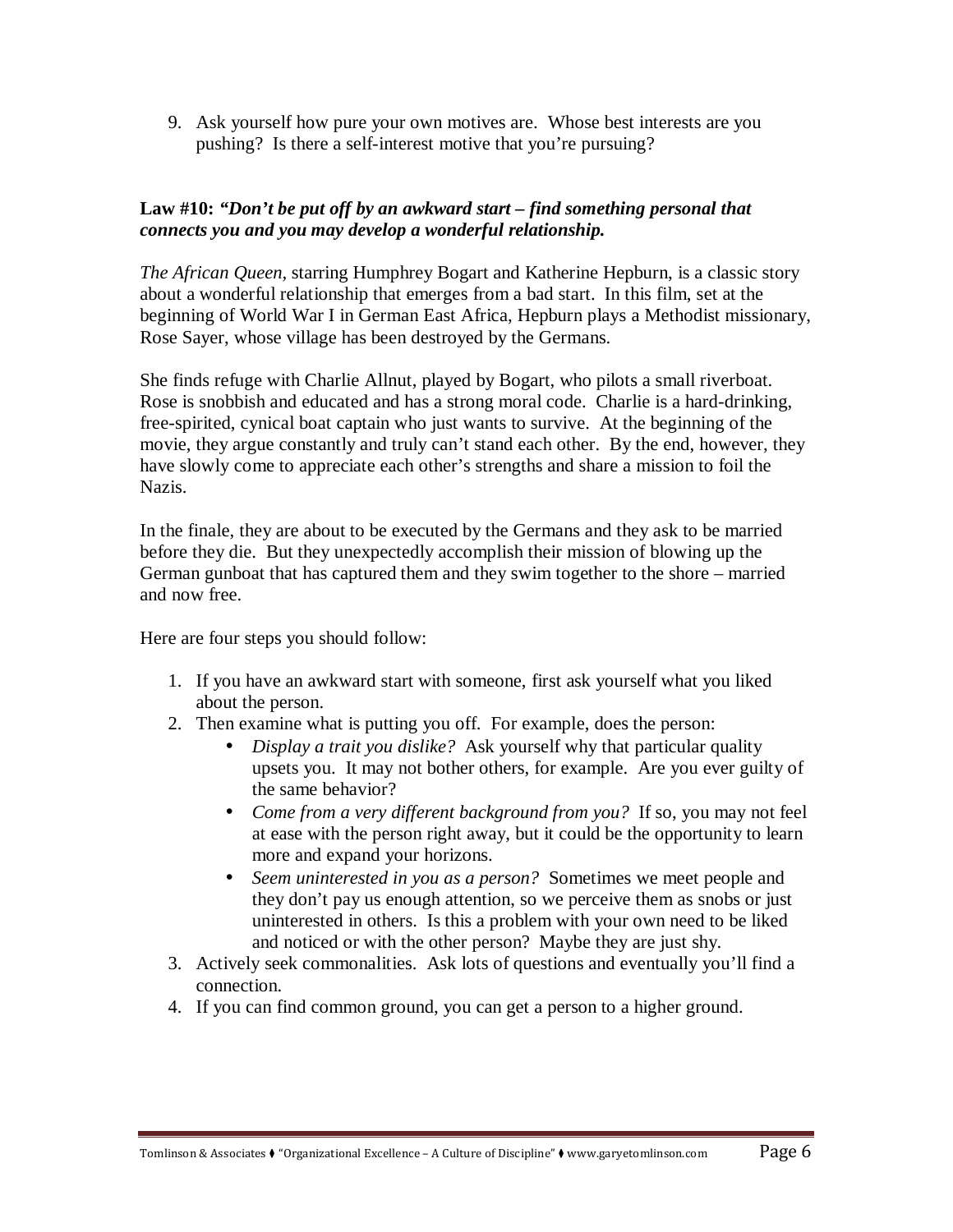9. Ask yourself how pure your own motives are. Whose best interests are you pushing? Is there a self-interest motive that you're pursuing?

**Law #10:** ***"Don't be put off by an awkward start – find something personal that connects you and you may develop a wonderful relationship.***

*The African Queen,* starring Humphrey Bogart and Katherine Hepburn, is a classic story about a wonderful relationship that emerges from a bad start. In this film, set at the beginning of World War I in German East Africa, Hepburn plays a Methodist missionary, Rose Sayer, whose village has been destroyed by the Germans.

She finds refuge with Charlie Allnut, played by Bogart, who pilots a small riverboat. Rose is snobbish and educated and has a strong moral code. Charlie is a hard-drinking, free-spirited, cynical boat captain who just wants to survive. At the beginning of the movie, they argue constantly and truly can't stand each other. By the end, however, they have slowly come to appreciate each other's strengths and share a mission to foil the Nazis.

In the finale, they are about to be executed by the Germans and they ask to be married before they die. But they unexpectedly accomplish their mission of blowing up the German gunboat that has captured them and they swim together to the shore – married and now free.

Here are four steps you should follow:

1. If you have an awkward start with someone, first ask yourself what you liked about the person.
2. Then examine what is putting you off. For example, does the person:
   - *Display a trait you dislike?* Ask yourself why that particular quality upsets you. It may not bother others, for example. Are you ever guilty of the same behavior?
   - *Come from a very different background from you?* If so, you may not feel at ease with the person right away, but it could be the opportunity to learn more and expand your horizons.
   - *Seem uninterested in you as a person?* Sometimes we meet people and they don't pay us enough attention, so we perceive them as snobs or just uninterested in others. Is this a problem with your own need to be liked and noticed or with the other person? Maybe they are just shy.
3. Actively seek commonalities. Ask lots of questions and eventually you'll find a connection.
4. If you can find common ground, you can get a person to a higher ground.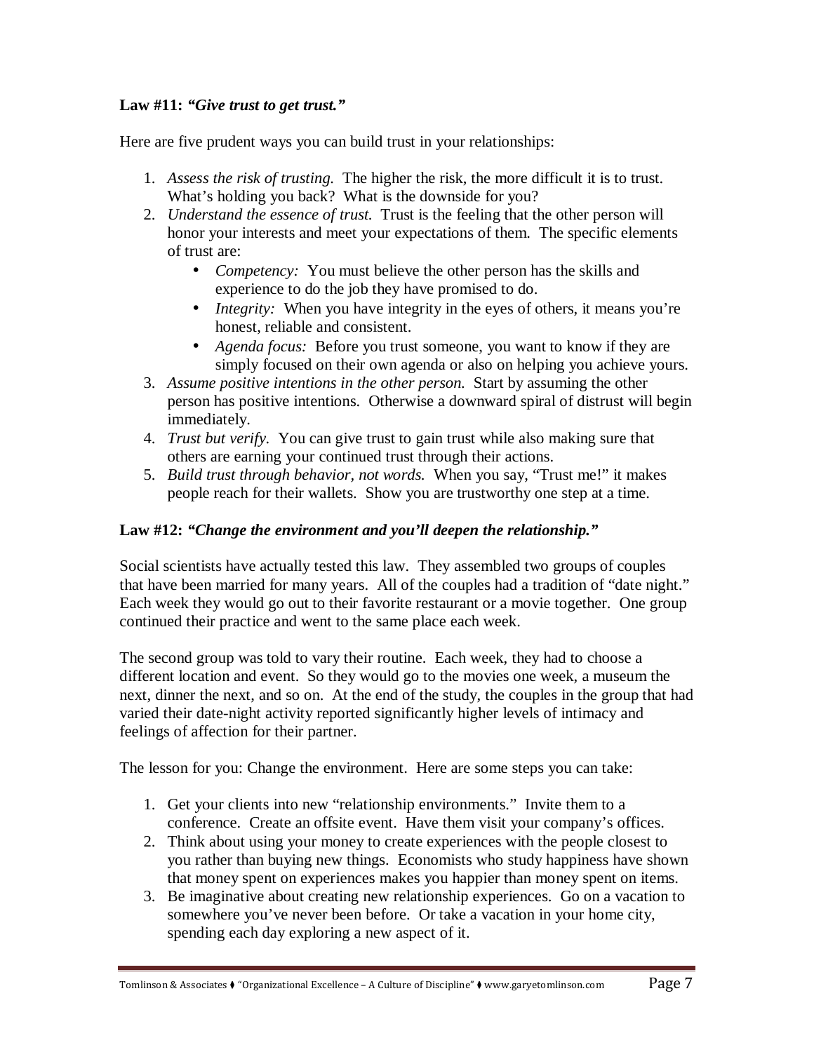**Law #11:** ***"Give trust to get trust."***

Here are five prudent ways you can build trust in your relationships:

1. *Assess the risk of trusting.* The higher the risk, the more difficult it is to trust. What's holding you back? What is the downside for you?
2. *Understand the essence of trust.* Trust is the feeling that the other person will honor your interests and meet your expectations of them. The specific elements of trust are:
   - *Competency:* You must believe the other person has the skills and experience to do the job they have promised to do.
   - *Integrity:* When you have integrity in the eyes of others, it means you're honest, reliable and consistent.
   - *Agenda focus:* Before you trust someone, you want to know if they are simply focused on their own agenda or also on helping you achieve yours.
3. *Assume positive intentions in the other person.* Start by assuming the other person has positive intentions. Otherwise a downward spiral of distrust will begin immediately.
4. *Trust but verify.* You can give trust to gain trust while also making sure that others are earning your continued trust through their actions.
5. *Build trust through behavior, not words.* When you say, "Trust me!" it makes people reach for their wallets. Show you are trustworthy one step at a time.

**Law #12:** ***"Change the environment and you'll deepen the relationship."***

Social scientists have actually tested this law. They assembled two groups of couples that have been married for many years. All of the couples had a tradition of "date night." Each week they would go out to their favorite restaurant or a movie together. One group continued their practice and went to the same place each week.

The second group was told to vary their routine. Each week, they had to choose a different location and event. So they would go to the movies one week, a museum the next, dinner the next, and so on. At the end of the study, the couples in the group that had varied their date-night activity reported significantly higher levels of intimacy and feelings of affection for their partner.

The lesson for you: Change the environment. Here are some steps you can take:

1. Get your clients into new "relationship environments." Invite them to a conference. Create an offsite event. Have them visit your company's offices.
2. Think about using your money to create experiences with the people closest to you rather than buying new things. Economists who study happiness have shown that money spent on experiences makes you happier than money spent on items.
3. Be imaginative about creating new relationship experiences. Go on a vacation to somewhere you've never been before. Or take a vacation in your home city, spending each day exploring a new aspect of it.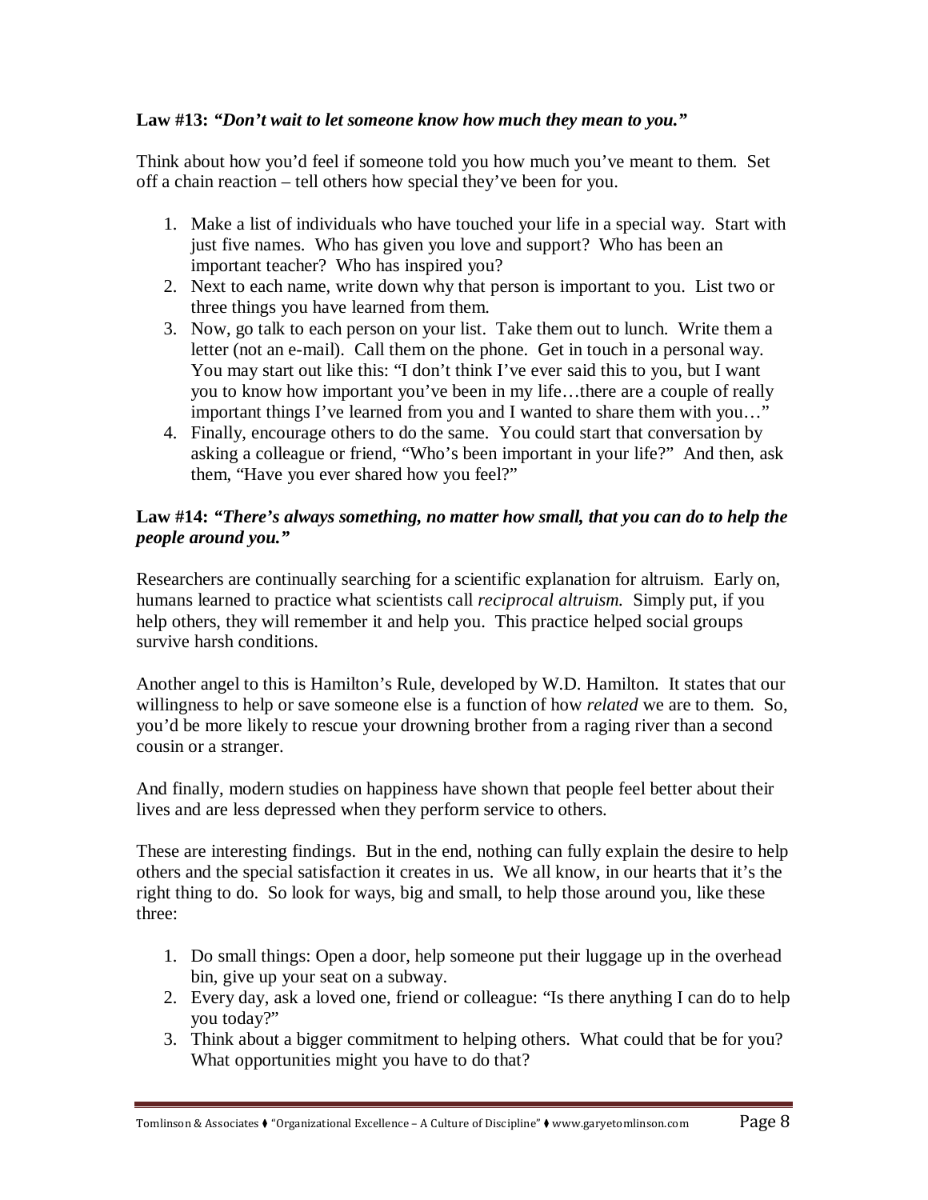**Law #13:** ***"Don't wait to let someone know how much they mean to you."***

Think about how you'd feel if someone told you how much you've meant to them. Set off a chain reaction – tell others how special they've been for you.

1. Make a list of individuals who have touched your life in a special way. Start with just five names. Who has given you love and support? Who has been an important teacher? Who has inspired you?
2. Next to each name, write down why that person is important to you. List two or three things you have learned from them.
3. Now, go talk to each person on your list. Take them out to lunch. Write them a letter (not an e-mail). Call them on the phone. Get in touch in a personal way. You may start out like this: "I don't think I've ever said this to you, but I want you to know how important you've been in my life…there are a couple of really important things I've learned from you and I wanted to share them with you…"
4. Finally, encourage others to do the same. You could start that conversation by asking a colleague or friend, "Who's been important in your life?" And then, ask them, "Have you ever shared how you feel?"

**Law #14:** ***"There's always something, no matter how small, that you can do to help the people around you."***

Researchers are continually searching for a scientific explanation for altruism. Early on, humans learned to practice what scientists call *reciprocal altruism.* Simply put, if you help others, they will remember it and help you. This practice helped social groups survive harsh conditions.

Another angel to this is Hamilton's Rule, developed by W.D. Hamilton. It states that our willingness to help or save someone else is a function of how *related* we are to them. So, you'd be more likely to rescue your drowning brother from a raging river than a second cousin or a stranger.

And finally, modern studies on happiness have shown that people feel better about their lives and are less depressed when they perform service to others.

These are interesting findings. But in the end, nothing can fully explain the desire to help others and the special satisfaction it creates in us. We all know, in our hearts that it's the right thing to do. So look for ways, big and small, to help those around you, like these three:

1. Do small things: Open a door, help someone put their luggage up in the overhead bin, give up your seat on a subway.
2. Every day, ask a loved one, friend or colleague: "Is there anything I can do to help you today?"
3. Think about a bigger commitment to helping others. What could that be for you? What opportunities might you have to do that?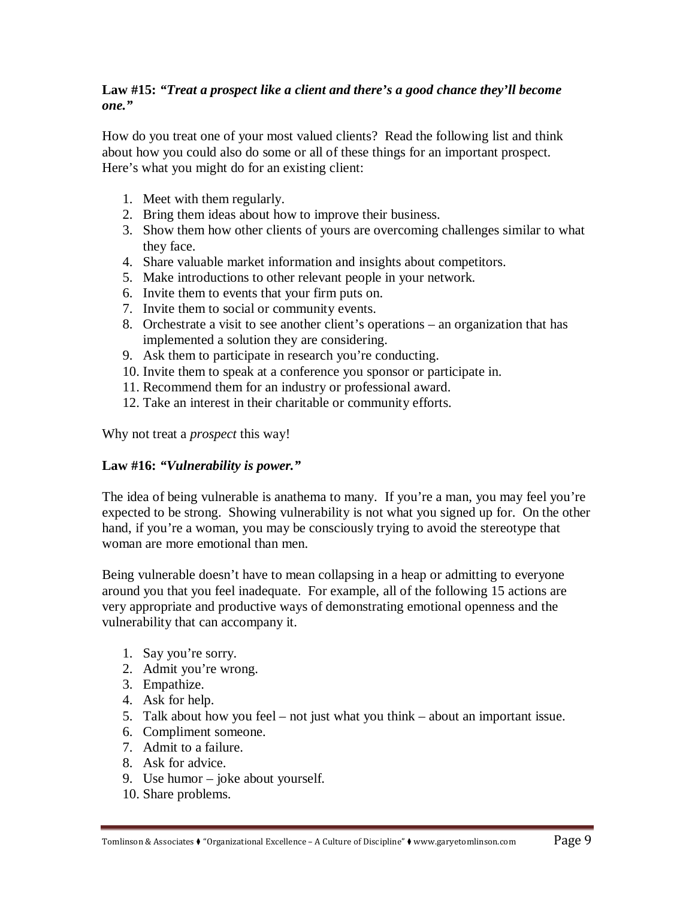**Law #15:** ***"Treat a prospect like a client and there's a good chance they'll become one."***

How do you treat one of your most valued clients? Read the following list and think about how you could also do some or all of these things for an important prospect. Here's what you might do for an existing client:

1. Meet with them regularly.
2. Bring them ideas about how to improve their business.
3. Show them how other clients of yours are overcoming challenges similar to what they face.
4. Share valuable market information and insights about competitors.
5. Make introductions to other relevant people in your network.
6. Invite them to events that your firm puts on.
7. Invite them to social or community events.
8. Orchestrate a visit to see another client's operations – an organization that has implemented a solution they are considering.
9. Ask them to participate in research you're conducting.
10. Invite them to speak at a conference you sponsor or participate in.
11. Recommend them for an industry or professional award.
12. Take an interest in their charitable or community efforts.

Why not treat a *prospect* this way!

**Law #16:** ***"Vulnerability is power."***

The idea of being vulnerable is anathema to many. If you're a man, you may feel you're expected to be strong. Showing vulnerability is not what you signed up for. On the other hand, if you're a woman, you may be consciously trying to avoid the stereotype that woman are more emotional than men.

Being vulnerable doesn't have to mean collapsing in a heap or admitting to everyone around you that you feel inadequate. For example, all of the following 15 actions are very appropriate and productive ways of demonstrating emotional openness and the vulnerability that can accompany it.

1. Say you're sorry.
2. Admit you're wrong.
3. Empathize.
4. Ask for help.
5. Talk about how you feel – not just what you think – about an important issue.
6. Compliment someone.
7. Admit to a failure.
8. Ask for advice.
9. Use humor – joke about yourself.
10. Share problems.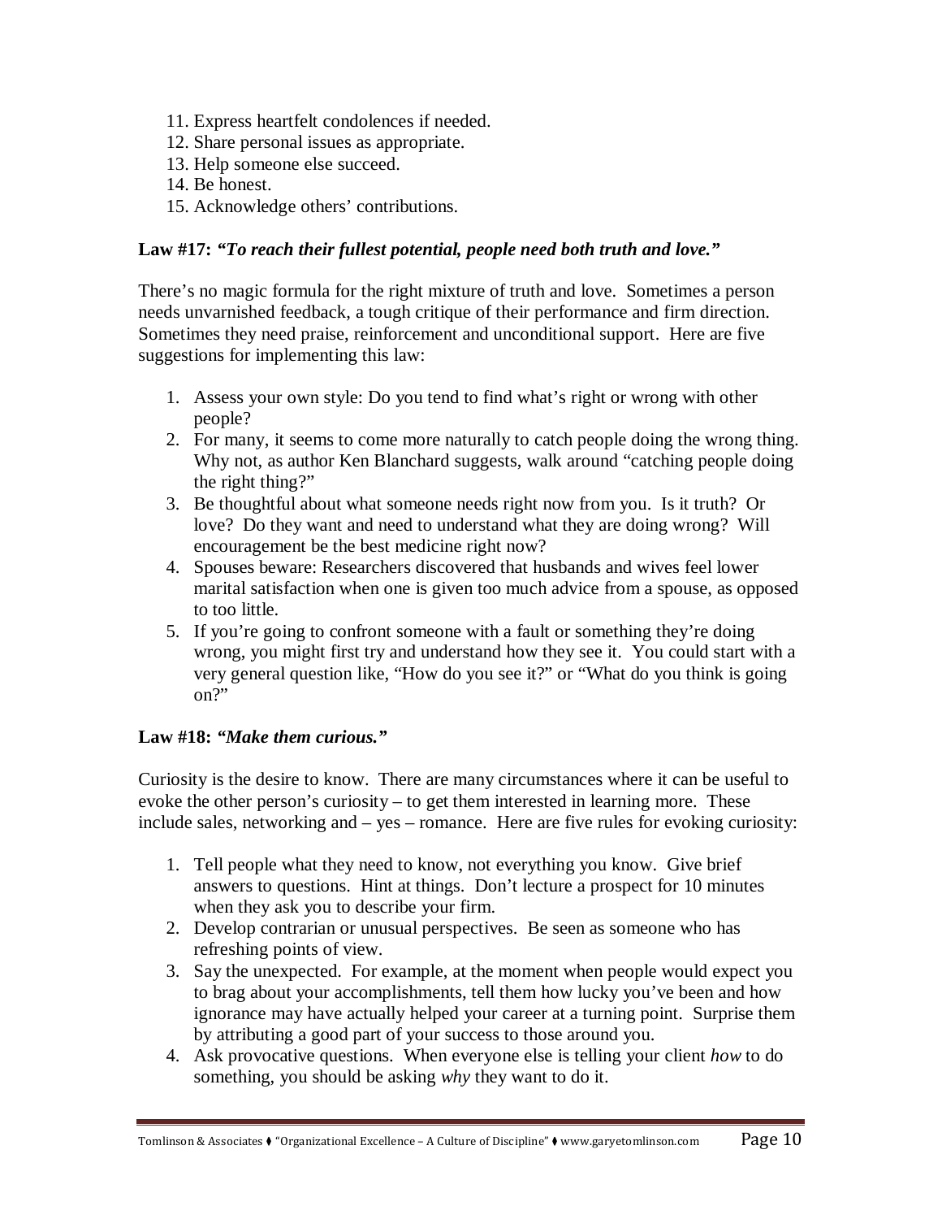11. Express heartfelt condolences if needed.
12. Share personal issues as appropriate.
13. Help someone else succeed.
14. Be honest.
15. Acknowledge others' contributions.

**Law #17:** ***"To reach their fullest potential, people need both truth and love."***

There's no magic formula for the right mixture of truth and love. Sometimes a person needs unvarnished feedback, a tough critique of their performance and firm direction. Sometimes they need praise, reinforcement and unconditional support. Here are five suggestions for implementing this law:

1. Assess your own style: Do you tend to find what's right or wrong with other people?
2. For many, it seems to come more naturally to catch people doing the wrong thing. Why not, as author Ken Blanchard suggests, walk around "catching people doing the right thing?"
3. Be thoughtful about what someone needs right now from you. Is it truth? Or love? Do they want and need to understand what they are doing wrong? Will encouragement be the best medicine right now?
4. Spouses beware: Researchers discovered that husbands and wives feel lower marital satisfaction when one is given too much advice from a spouse, as opposed to too little.
5. If you're going to confront someone with a fault or something they're doing wrong, you might first try and understand how they see it. You could start with a very general question like, "How do you see it?" or "What do you think is going on?"

**Law #18:** ***"Make them curious."***

Curiosity is the desire to know. There are many circumstances where it can be useful to evoke the other person's curiosity – to get them interested in learning more. These include sales, networking and – yes – romance. Here are five rules for evoking curiosity:

1. Tell people what they need to know, not everything you know. Give brief answers to questions. Hint at things. Don't lecture a prospect for 10 minutes when they ask you to describe your firm.
2. Develop contrarian or unusual perspectives. Be seen as someone who has refreshing points of view.
3. Say the unexpected. For example, at the moment when people would expect you to brag about your accomplishments, tell them how lucky you've been and how ignorance may have actually helped your career at a turning point. Surprise them by attributing a good part of your success to those around you.
4. Ask provocative questions. When everyone else is telling your client *how* to do something, you should be asking *why* they want to do it.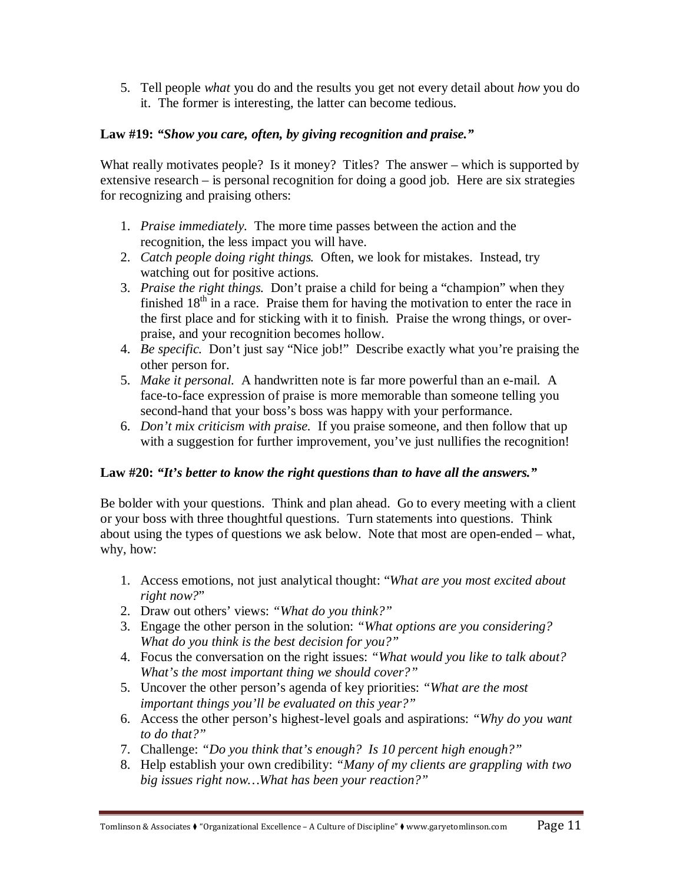5. Tell people *what* you do and the results you get not every detail about *how* you do it. The former is interesting, the latter can become tedious.

**Law #19:** ***"Show you care, often, by giving recognition and praise."***

What really motivates people? Is it money? Titles? The answer – which is supported by extensive research – is personal recognition for doing a good job. Here are six strategies for recognizing and praising others:

1. *Praise immediately*. The more time passes between the action and the recognition, the less impact you will have.
2. *Catch people doing right things.* Often, we look for mistakes. Instead, try watching out for positive actions.
3. *Praise the right things.* Don't praise a child for being a "champion" when they finished 18th in a race. Praise them for having the motivation to enter the race in the first place and for sticking with it to finish. Praise the wrong things, or over-praise, and your recognition becomes hollow.
4. *Be specific.* Don't just say "Nice job!" Describe exactly what you're praising the other person for.
5. *Make it personal.* A handwritten note is far more powerful than an e-mail. A face-to-face expression of praise is more memorable than someone telling you second-hand that your boss's boss was happy with your performance.
6. *Don't mix criticism with praise.* If you praise someone, and then follow that up with a suggestion for further improvement, you've just nullifies the recognition!

**Law #20:** ***"It's better to know the right questions than to have all the answers."***

Be bolder with your questions. Think and plan ahead. Go to every meeting with a client or your boss with three thoughtful questions. Turn statements into questions. Think about using the types of questions we ask below. Note that most are open-ended – what, why, how:

1. Access emotions, not just analytical thought: "*What are you most excited about right now?*"
2. Draw out others' views: *"What do you think?"*
3. Engage the other person in the solution: *"What options are you considering? What do you think is the best decision for you?"*
4. Focus the conversation on the right issues: *"What would you like to talk about? What's the most important thing we should cover?"*
5. Uncover the other person's agenda of key priorities: *"What are the most important things you'll be evaluated on this year?"*
6. Access the other person's highest-level goals and aspirations: *"Why do you want to do that?"*
7. Challenge: *"Do you think that's enough? Is 10 percent high enough?"*
8. Help establish your own credibility: *"Many of my clients are grappling with two big issues right now…What has been your reaction?"*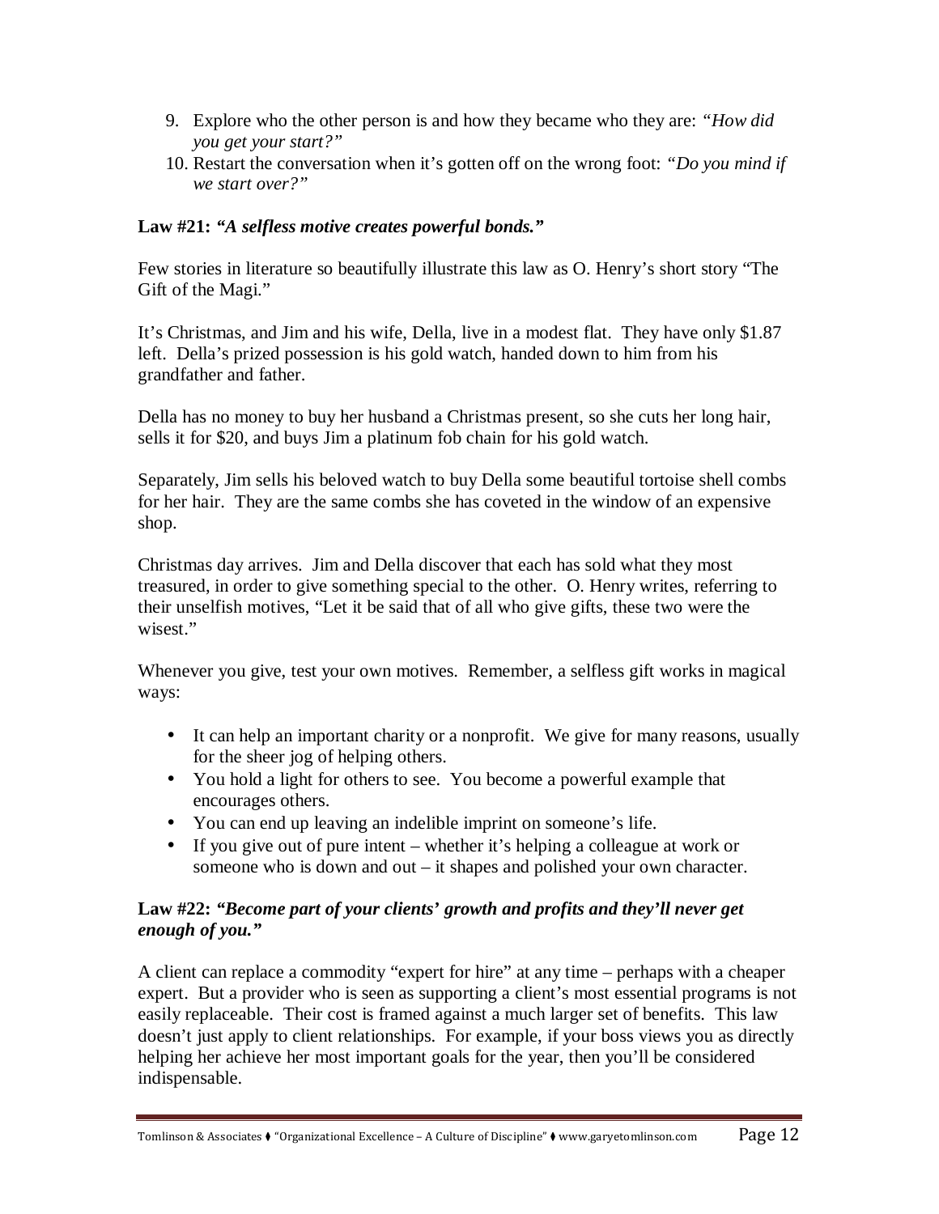9. Explore who the other person is and how they became who they are: *"How did you get your start?"*
10. Restart the conversation when it's gotten off on the wrong foot: *"Do you mind if we start over?"*

**Law #21:** ***"A selfless motive creates powerful bonds."***

Few stories in literature so beautifully illustrate this law as O. Henry's short story "The Gift of the Magi."

It's Christmas, and Jim and his wife, Della, live in a modest flat. They have only $1.87 left. Della's prized possession is his gold watch, handed down to him from his grandfather and father.

Della has no money to buy her husband a Christmas present, so she cuts her long hair, sells it for $20, and buys Jim a platinum fob chain for his gold watch.

Separately, Jim sells his beloved watch to buy Della some beautiful tortoise shell combs for her hair. They are the same combs she has coveted in the window of an expensive shop.

Christmas day arrives. Jim and Della discover that each has sold what they most treasured, in order to give something special to the other. O. Henry writes, referring to their unselfish motives, "Let it be said that of all who give gifts, these two were the wisest."

Whenever you give, test your own motives. Remember, a selfless gift works in magical ways:

- It can help an important charity or a nonprofit. We give for many reasons, usually for the sheer jog of helping others.
- You hold a light for others to see. You become a powerful example that encourages others.
- You can end up leaving an indelible imprint on someone's life.
- If you give out of pure intent – whether it's helping a colleague at work or someone who is down and out – it shapes and polished your own character.

**Law #22:** ***"Become part of your clients' growth and profits and they'll never get enough of you."***

A client can replace a commodity "expert for hire" at any time – perhaps with a cheaper expert. But a provider who is seen as supporting a client's most essential programs is not easily replaceable. Their cost is framed against a much larger set of benefits. This law doesn't just apply to client relationships. For example, if your boss views you as directly helping her achieve her most important goals for the year, then you'll be considered indispensable.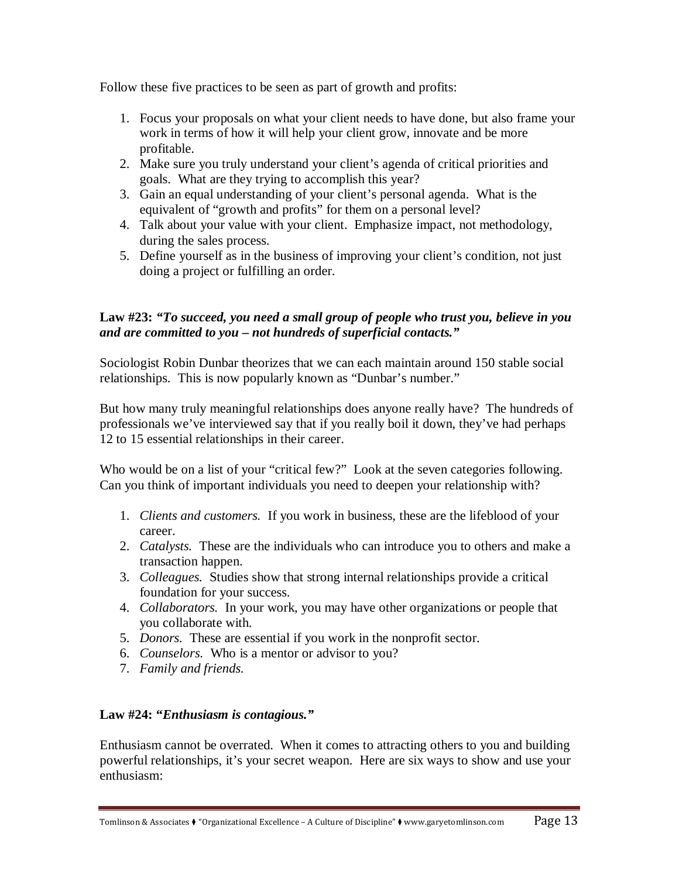Follow these five practices to be seen as part of growth and profits:

1. Focus your proposals on what your client needs to have done, but also frame your work in terms of how it will help your client grow, innovate and be more profitable.
2. Make sure you truly understand your client's agenda of critical priorities and goals. What are they trying to accomplish this year?
3. Gain an equal understanding of your client's personal agenda. What is the equivalent of "growth and profits" for them on a personal level?
4. Talk about your value with your client. Emphasize impact, not methodology, during the sales process.
5. Define yourself as in the business of improving your client's condition, not just doing a project or fulfilling an order.

**Law #23: *"To succeed, you need a small group of people who trust you, believe in you and are committed to you – not hundreds of superficial contacts."***

Sociologist Robin Dunbar theorizes that we can each maintain around 150 stable social relationships. This is now popularly known as "Dunbar's number."

But how many truly meaningful relationships does anyone really have? The hundreds of professionals we've interviewed say that if you really boil it down, they've had perhaps 12 to 15 essential relationships in their career.

Who would be on a list of your "critical few?" Look at the seven categories following. Can you think of important individuals you need to deepen your relationship with?

1. *Clients and customers.* If you work in business, these are the lifeblood of your career.
2. *Catalysts.* These are the individuals who can introduce you to others and make a transaction happen.
3. *Colleagues.* Studies show that strong internal relationships provide a critical foundation for your success.
4. *Collaborators.* In your work, you may have other organizations or people that you collaborate with.
5. *Donors.* These are essential if you work in the nonprofit sector.
6. *Counselors.* Who is a mentor or advisor to you?
7. *Family and friends.*

**Law #24: *"Enthusiasm is contagious."***

Enthusiasm cannot be overrated. When it comes to attracting others to you and building powerful relationships, it's your secret weapon. Here are six ways to show and use your enthusiasm: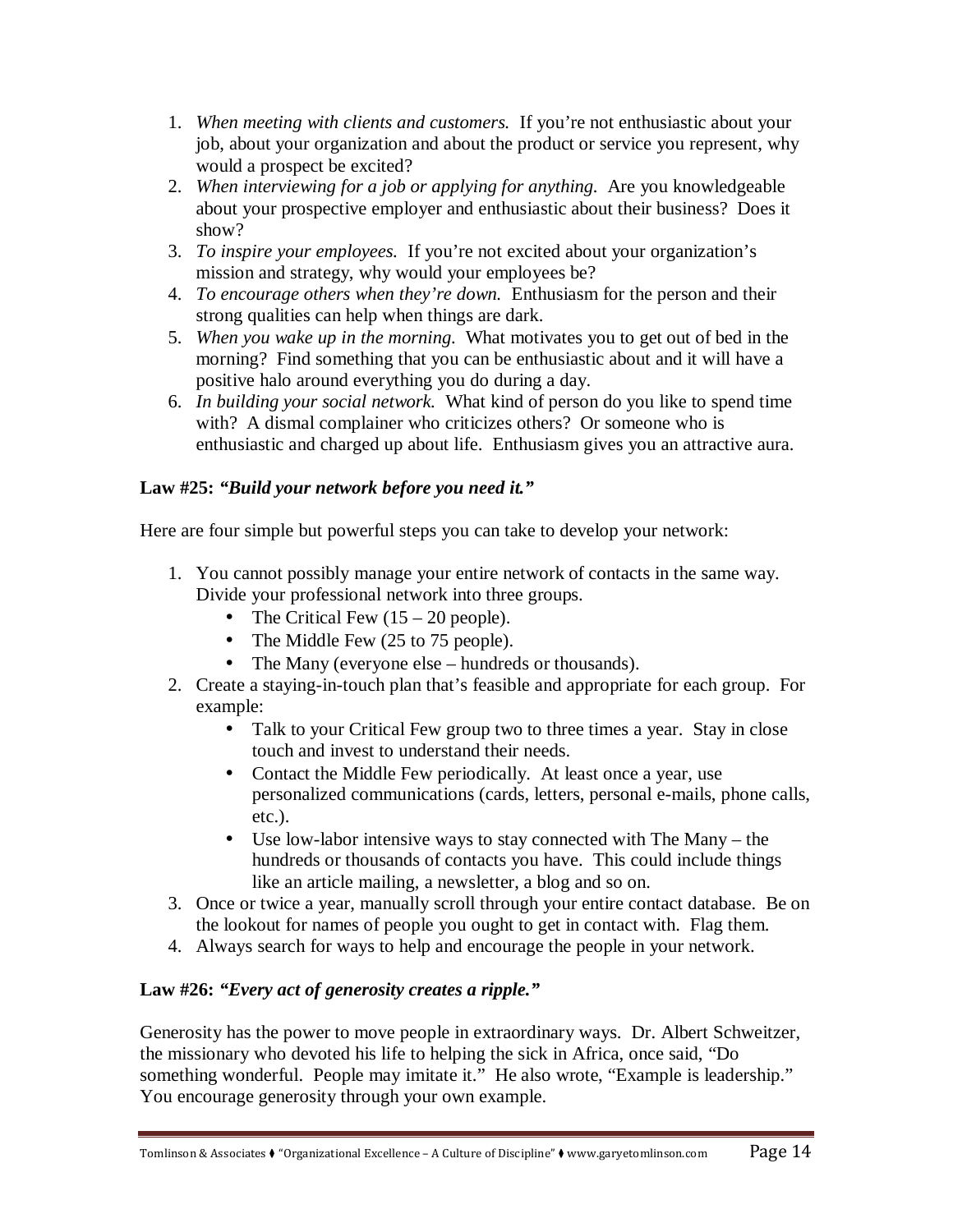1. *When meeting with clients and customers.* If you're not enthusiastic about your job, about your organization and about the product or service you represent, why would a prospect be excited?
2. *When interviewing for a job or applying for anything.* Are you knowledgeable about your prospective employer and enthusiastic about their business? Does it show?
3. *To inspire your employees.* If you're not excited about your organization's mission and strategy, why would your employees be?
4. *To encourage others when they're down.* Enthusiasm for the person and their strong qualities can help when things are dark.
5. *When you wake up in the morning.* What motivates you to get out of bed in the morning? Find something that you can be enthusiastic about and it will have a positive halo around everything you do during a day.
6. *In building your social network.* What kind of person do you like to spend time with? A dismal complainer who criticizes others? Or someone who is enthusiastic and charged up about life. Enthusiasm gives you an attractive aura.

**Law #25:** ***"Build your network before you need it."***

Here are four simple but powerful steps you can take to develop your network:

1. You cannot possibly manage your entire network of contacts in the same way. Divide your professional network into three groups.
   - The Critical Few (15 – 20 people).
   - The Middle Few (25 to 75 people).
   - The Many (everyone else – hundreds or thousands).
2. Create a staying-in-touch plan that's feasible and appropriate for each group. For example:
   - Talk to your Critical Few group two to three times a year. Stay in close touch and invest to understand their needs.
   - Contact the Middle Few periodically. At least once a year, use personalized communications (cards, letters, personal e-mails, phone calls, etc.).
   - Use low-labor intensive ways to stay connected with The Many – the hundreds or thousands of contacts you have. This could include things like an article mailing, a newsletter, a blog and so on.
3. Once or twice a year, manually scroll through your entire contact database. Be on the lookout for names of people you ought to get in contact with. Flag them.
4. Always search for ways to help and encourage the people in your network.

**Law #26:** ***"Every act of generosity creates a ripple."***

Generosity has the power to move people in extraordinary ways. Dr. Albert Schweitzer, the missionary who devoted his life to helping the sick in Africa, once said, "Do something wonderful. People may imitate it." He also wrote, "Example is leadership." You encourage generosity through your own example.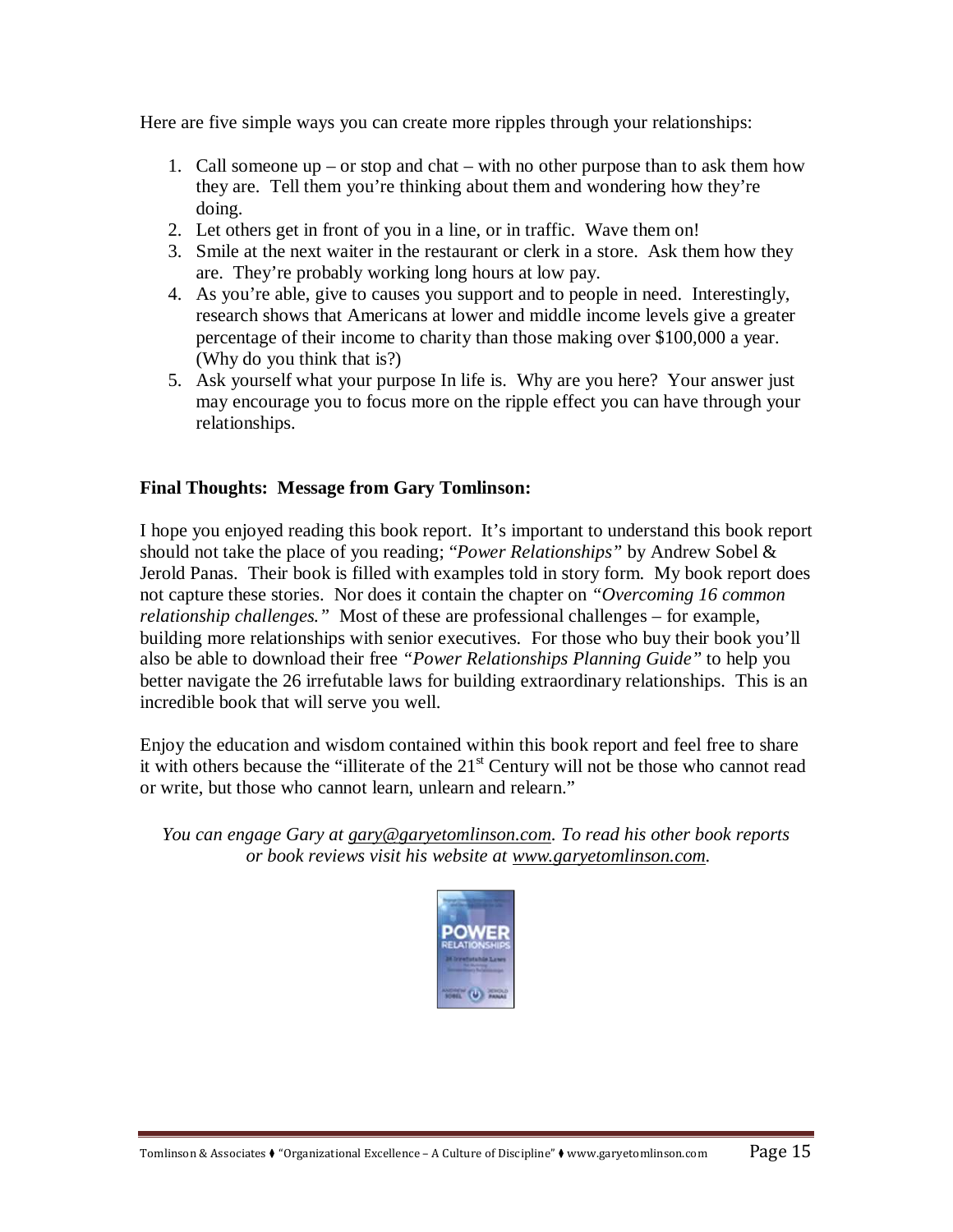Here are five simple ways you can create more ripples through your relationships:

1. Call someone up – or stop and chat – with no other purpose than to ask them how they are. Tell them you're thinking about them and wondering how they're doing.
2. Let others get in front of you in a line, or in traffic. Wave them on!
3. Smile at the next waiter in the restaurant or clerk in a store. Ask them how they are. They're probably working long hours at low pay.
4. As you're able, give to causes you support and to people in need. Interestingly, research shows that Americans at lower and middle income levels give a greater percentage of their income to charity than those making over $100,000 a year. (Why do you think that is?)
5. Ask yourself what your purpose In life is. Why are you here? Your answer just may encourage you to focus more on the ripple effect you can have through your relationships.

**Final Thoughts: Message from Gary Tomlinson:**

I hope you enjoyed reading this book report. It's important to understand this book report should not take the place of you reading; "*Power Relationships*" by Andrew Sobel & Jerold Panas. Their book is filled with examples told in story form. My book report does not capture these stories. Nor does it contain the chapter on *"Overcoming 16 common relationship challenges."* Most of these are professional challenges – for example, building more relationships with senior executives. For those who buy their book you'll also be able to download their free *"Power Relationships Planning Guide"* to help you better navigate the 26 irrefutable laws for building extraordinary relationships. This is an incredible book that will serve you well.

Enjoy the education and wisdom contained within this book report and feel free to share it with others because the "illiterate of the 21st Century will not be those who cannot read or write, but those who cannot learn, unlearn and relearn."

*You can engage Gary at gary@garyetomlinson.com. To read his other book reports or book reviews visit his website at www.garyetomlinson.com.*